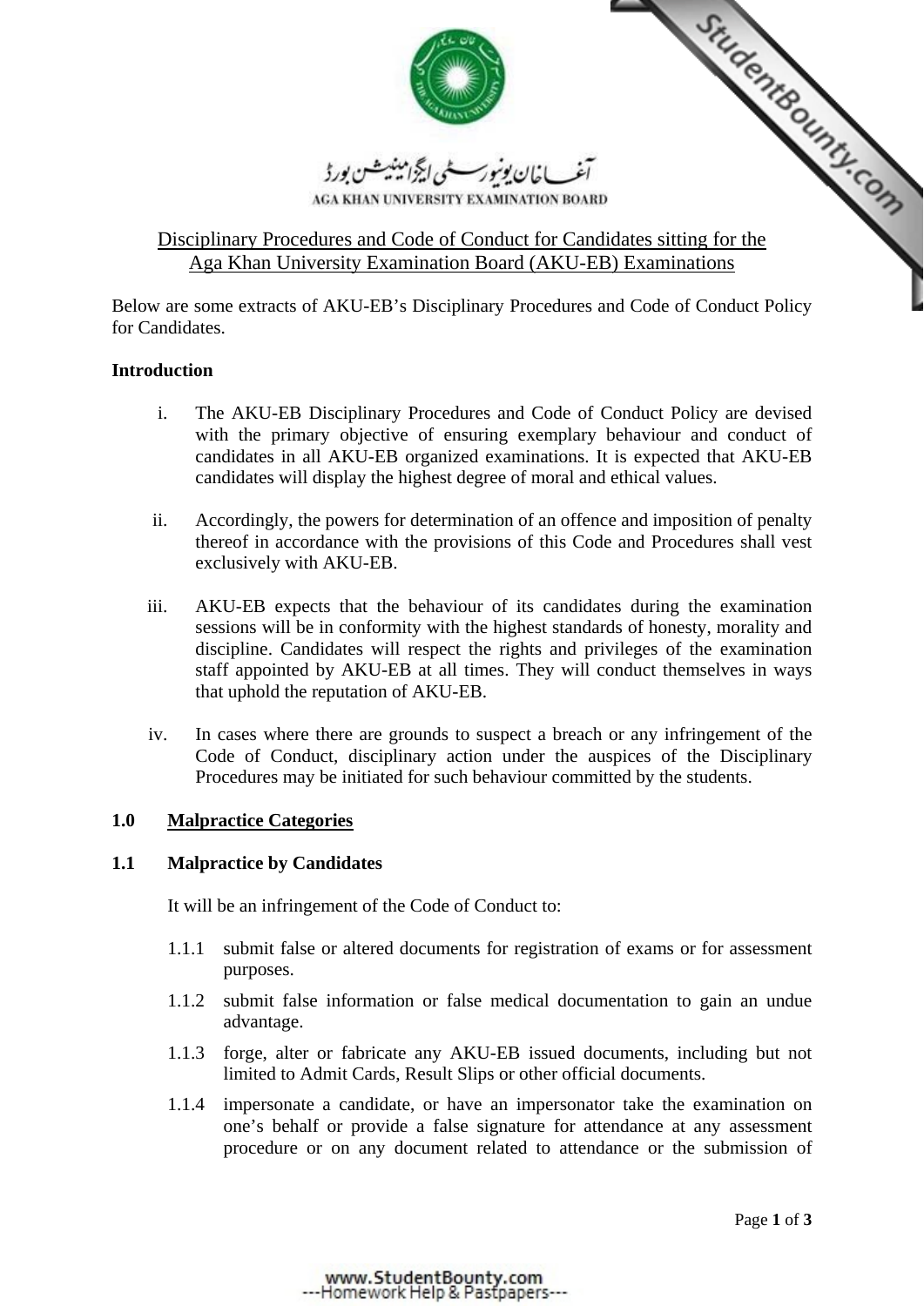آغا خان یونیورسٹی ایگزامینیشن بورڈ

AGA KHAN UNIVERSITY EXAMINATION BOARD

# Disciplinary Procedures and Code of Conduct for Candidates sitting for the Aga Khan University Examination Board (AKU-EB) Examinations

Below are some extracts of AKU-EB's Disciplinary Procedures and Code of Conduct Policy for Candidates.

**Introduction**

i. The AKU-EB Disciplinary Procedures and Code of Conduct Policy are devised with the primary objective of ensuring exemplary behaviour and conduct of candidates in all AKU-EB organized examinations. It is expected that AKU-EB candidates will display the highest degree of moral and ethical values.

ii. Accordingly, the powers for determination of an offence and imposition of penalty thereof in accordance with the provisions of this Code and Procedures shall vest exclusively with AKU-EB.

iii. AKU-EB expects that the behaviour of its candidates during the examination sessions will be in conformity with the highest standards of honesty, morality and discipline. Candidates will respect the rights and privileges of the examination staff appointed by AKU-EB at all times. They will conduct themselves in ways that uphold the reputation of AKU-EB.

iv. In cases where there are grounds to suspect a breach or any infringement of the Code of Conduct, disciplinary action under the auspices of the Disciplinary Procedures may be initiated for such behaviour committed by the students.

## 1.0 Malpractice Categories

### 1.1 Malpractice by Candidates

It will be an infringement of the Code of Conduct to:

1.1.1 submit false or altered documents for registration of exams or for assessment purposes.

1.1.2 submit false information or false medical documentation to gain an undue advantage.

1.1.3 forge, alter or fabricate any AKU-EB issued documents, including but not limited to Admit Cards, Result Slips or other official documents.

1.1.4 impersonate a candidate, or have an impersonator take the examination on one's behalf or provide a false signature for attendance at any assessment procedure or on any document related to attendance or the submission of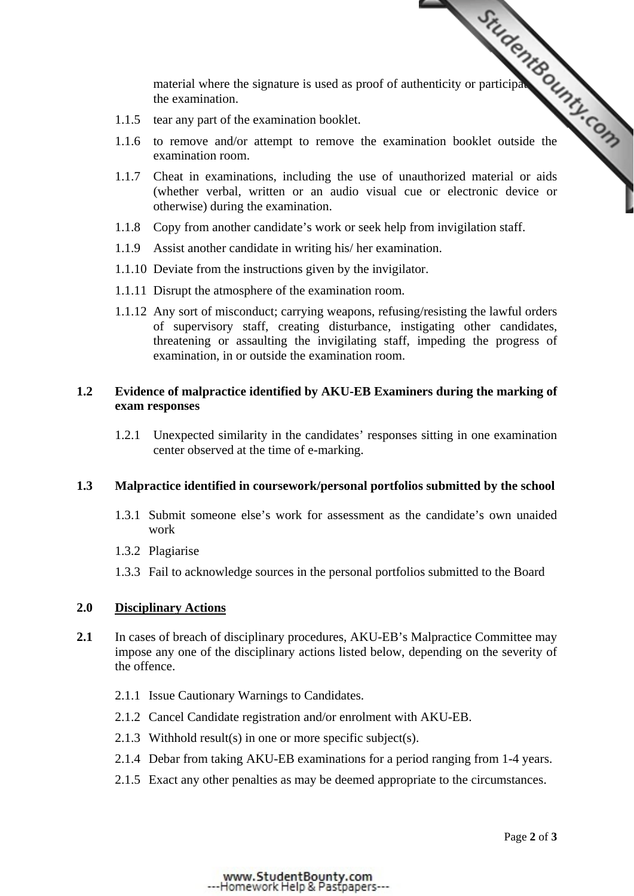material where the signature is used as proof of authenticity or participation in the examination.

1.1.5 tear any part of the examination booklet.

1.1.6 to remove and/or attempt to remove the examination booklet outside the examination room.

1.1.7 Cheat in examinations, including the use of unauthorized material or aids (whether verbal, written or an audio visual cue or electronic device or otherwise) during the examination.

1.1.8 Copy from another candidate's work or seek help from invigilation staff.

1.1.9 Assist another candidate in writing his/ her examination.

1.1.10 Deviate from the instructions given by the invigilator.

1.1.11 Disrupt the atmosphere of the examination room.

1.1.12 Any sort of misconduct; carrying weapons, refusing/resisting the lawful orders of supervisory staff, creating disturbance, instigating other candidates, threatening or assaulting the invigilating staff, impeding the progress of examination, in or outside the examination room.

**1.2 Evidence of malpractice identified by AKU-EB Examiners during the marking of exam responses**

1.2.1 Unexpected similarity in the candidates' responses sitting in one examination center observed at the time of e-marking.

**1.3 Malpractice identified in coursework/personal portfolios submitted by the school**

1.3.1 Submit someone else's work for assessment as the candidate's own unaided work

1.3.2 Plagiarise

1.3.3 Fail to acknowledge sources in the personal portfolios submitted to the Board

## 2.0 Disciplinary Actions

**2.1** In cases of breach of disciplinary procedures, AKU-EB's Malpractice Committee may impose any one of the disciplinary actions listed below, depending on the severity of the offence.

2.1.1 Issue Cautionary Warnings to Candidates.

2.1.2 Cancel Candidate registration and/or enrolment with AKU-EB.

2.1.3 Withhold result(s) in one or more specific subject(s).

2.1.4 Debar from taking AKU-EB examinations for a period ranging from 1-4 years.

2.1.5 Exact any other penalties as may be deemed appropriate to the circumstances.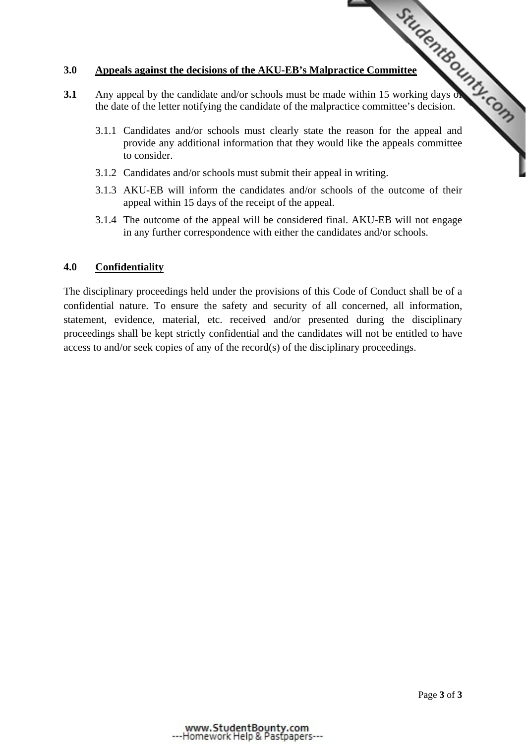## 3.0 Appeals against the decisions of the AKU-EB's Malpractice Committee

**3.1** Any appeal by the candidate and/or schools must be made within 15 working days of the date of the letter notifying the candidate of the malpractice committee's decision.

3.1.1 Candidates and/or schools must clearly state the reason for the appeal and provide any additional information that they would like the appeals committee to consider.

3.1.2 Candidates and/or schools must submit their appeal in writing.

3.1.3 AKU-EB will inform the candidates and/or schools of the outcome of their appeal within 15 days of the receipt of the appeal.

3.1.4 The outcome of the appeal will be considered final. AKU-EB will not engage in any further correspondence with either the candidates and/or schools.

## 4.0 Confidentiality

The disciplinary proceedings held under the provisions of this Code of Conduct shall be of a confidential nature. To ensure the safety and security of all concerned, all information, statement, evidence, material, etc. received and/or presented during the disciplinary proceedings shall be kept strictly confidential and the candidates will not be entitled to have access to and/or seek copies of any of the record(s) of the disciplinary proceedings.